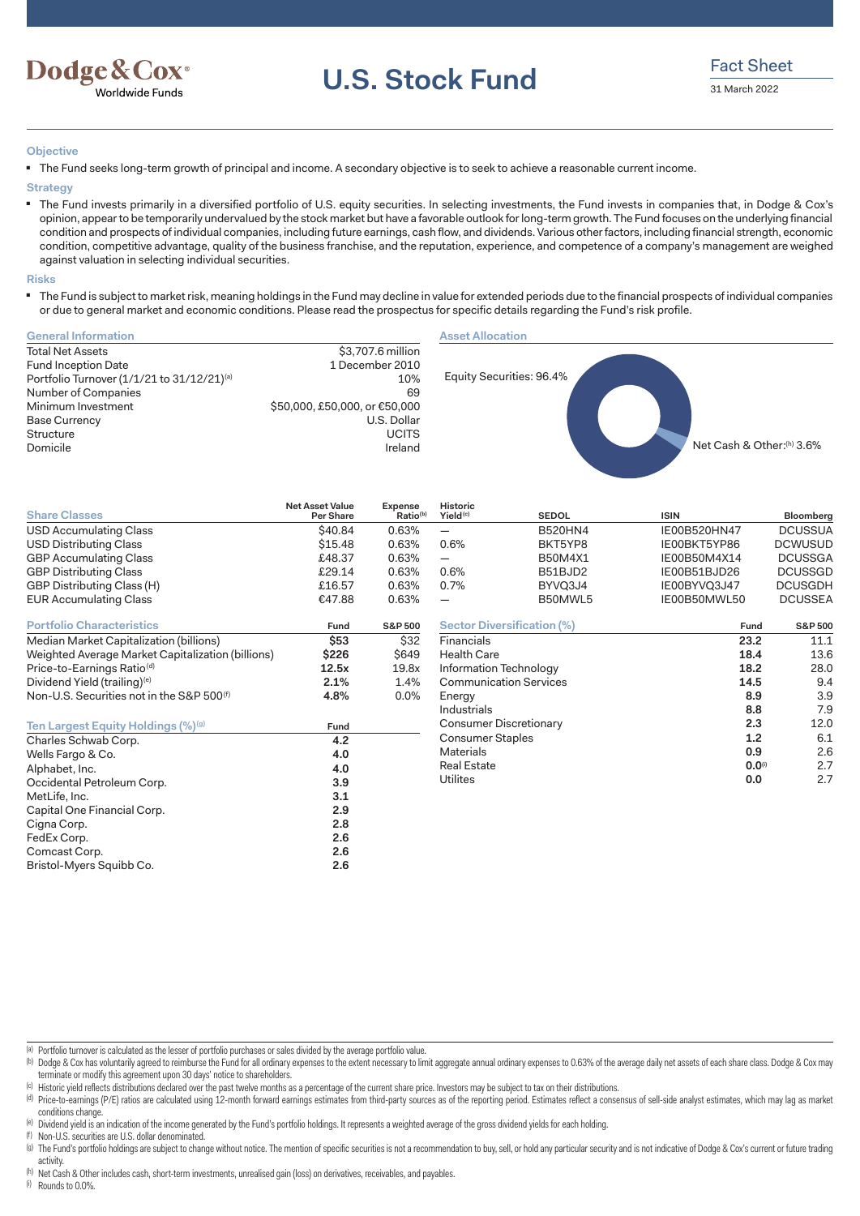Dodge & Cox® Worldwide Funds

# U.S. Stock Fund

Fact Sheet

31 March 2022

### Objective

- The Fund seeks long-term growth of principal and income. A secondary objective is to seek to achieve a reasonable current income.

### Strategy

- The Fund invests primarily in a diversified portfolio of U.S. equity securities. In selecting investments, the Fund invests in companies that, in Dodge & Cox's opinion, appear to be temporarily undervalued by the stock market but have a favorable outlook for long-term growth. The Fund focuses on the underlying financial condition and prospects of individual companies, including future earnings, cash flow, and dividends. Various other factors, including financial strength, economic condition, competitive advantage, quality of the business franchise, and the reputation, experience, and competence of a company's management are weighed against valuation in selecting individual securities.

### Risks

- The Fund is subject to market risk, meaning holdings in the Fund may decline in value for extended periods due to the financial prospects of individual companies or due to general market and economic conditions. Please read the prospectus for specific details regarding the Fund's risk profile.

### General Information

| | |
|---|---|
| Total Net Assets | $3,707.6 million |
| Fund Inception Date | 1 December 2010 |
| Portfolio Turnover (1/1/21 to 31/12/21)[a] | 10% |
| Number of Companies | 69 |
| Minimum Investment | $50,000, £50,000, or €50,000 |
| Base Currency | U.S. Dollar |
| Structure | UCITS |
| Domicile | Ireland |

### Asset Allocation

Equity Securities: 96.4%

Net Cash & Other:[h] 3.6%

### Share Classes

| Share Classes | Net Asset Value Per Share | Expense Ratio[b] | Historic Yield[c] | SEDOL | ISIN | Bloomberg |
|---|---|---|---|---|---|---|
| USD Accumulating Class | $40.84 | 0.63% | — | B520HN4 | IE00B520HN47 | DCUSSUA |
| USD Distributing Class | $15.48 | 0.63% | 0.6% | BKT5YP8 | IE00BKT5YP86 | DCWUSUD |
| GBP Accumulating Class | £48.37 | 0.63% | — | B50M4X1 | IE00B50M4X14 | DCUSSGA |
| GBP Distributing Class | £29.14 | 0.63% | 0.6% | B51BJD2 | IE00B51BJD26 | DCUSSGD |
| GBP Distributing Class (H) | £16.57 | 0.63% | 0.7% | BYVQ3J4 | IE00BYVQ3J47 | DCUSGDH |
| EUR Accumulating Class | €47.88 | 0.63% | — | B50MWL5 | IE00B50MWL50 | DCUSSEA |

### Portfolio Characteristics

| Portfolio Characteristics | Fund | S&P 500 |
|---|---|---|
| Median Market Capitalization (billions) | **$53** | $32 |
| Weighted Average Market Capitalization (billions) | **$226** | $649 |
| Price-to-Earnings Ratio[d] | **12.5x** | 19.8x |
| Dividend Yield (trailing)[e] | **2.1%** | 1.4% |
| Non-U.S. Securities not in the S&P 500[f] | **4.8%** | 0.0% |

### Ten Largest Equity Holdings (%)[g]

| Ten Largest Equity Holdings (%)[g] | Fund |
|---|---|
| Charles Schwab Corp. | **4.2** |
| Wells Fargo & Co. | **4.0** |
| Alphabet, Inc. | **4.0** |
| Occidental Petroleum Corp. | **3.9** |
| MetLife, Inc. | **3.1** |
| Capital One Financial Corp. | **2.9** |
| Cigna Corp. | **2.8** |
| FedEx Corp. | **2.6** |
| Comcast Corp. | **2.6** |
| Bristol-Myers Squibb Co. | **2.6** |

### Sector Diversification (%)

| Sector Diversification (%) | Fund | S&P 500 |
|---|---|---|
| Financials | **23.2** | 11.1 |
| Health Care | **18.4** | 13.6 |
| Information Technology | **18.2** | 28.0 |
| Communication Services | **14.5** | 9.4 |
| Energy | **8.9** | 3.9 |
| Industrials | **8.8** | 7.9 |
| Consumer Discretionary | **2.3** | 12.0 |
| Consumer Staples | **1.2** | 6.1 |
| Materials | **0.9** | 2.6 |
| Real Estate | **0.0**[i] | 2.7 |
| Utilites | **0.0** | 2.7 |

[a] Portfolio turnover is calculated as the lesser of portfolio purchases or sales divided by the average portfolio value.

[b] Dodge & Cox has voluntarily agreed to reimburse the Fund for all ordinary expenses to the extent necessary to limit aggregate annual ordinary expenses to 0.63% of the average daily net assets of each share class. Dodge & Cox may terminate or modify this agreement upon 30 days' notice to shareholders.

[c] Historic yield reflects distributions declared over the past twelve months as a percentage of the current share price. Investors may be subject to tax on their distributions.

[d] Price-to-earnings (P/E) ratios are calculated using 12-month forward earnings estimates from third-party sources as of the reporting period. Estimates reflect a consensus of sell-side analyst estimates, which may lag as market conditions change.

[e] Dividend yield is an indication of the income generated by the Fund's portfolio holdings. It represents a weighted average of the gross dividend yields for each holding.

[f] Non-U.S. securities are U.S. dollar denominated.

[g] The Fund's portfolio holdings are subject to change without notice. The mention of specific securities is not a recommendation to buy, sell, or hold any particular security and is not indicative of Dodge & Cox's current or future trading activity.

[h] Net Cash & Other includes cash, short-term investments, unrealised gain (loss) on derivatives, receivables, and payables.

[i] Rounds to 0.0%.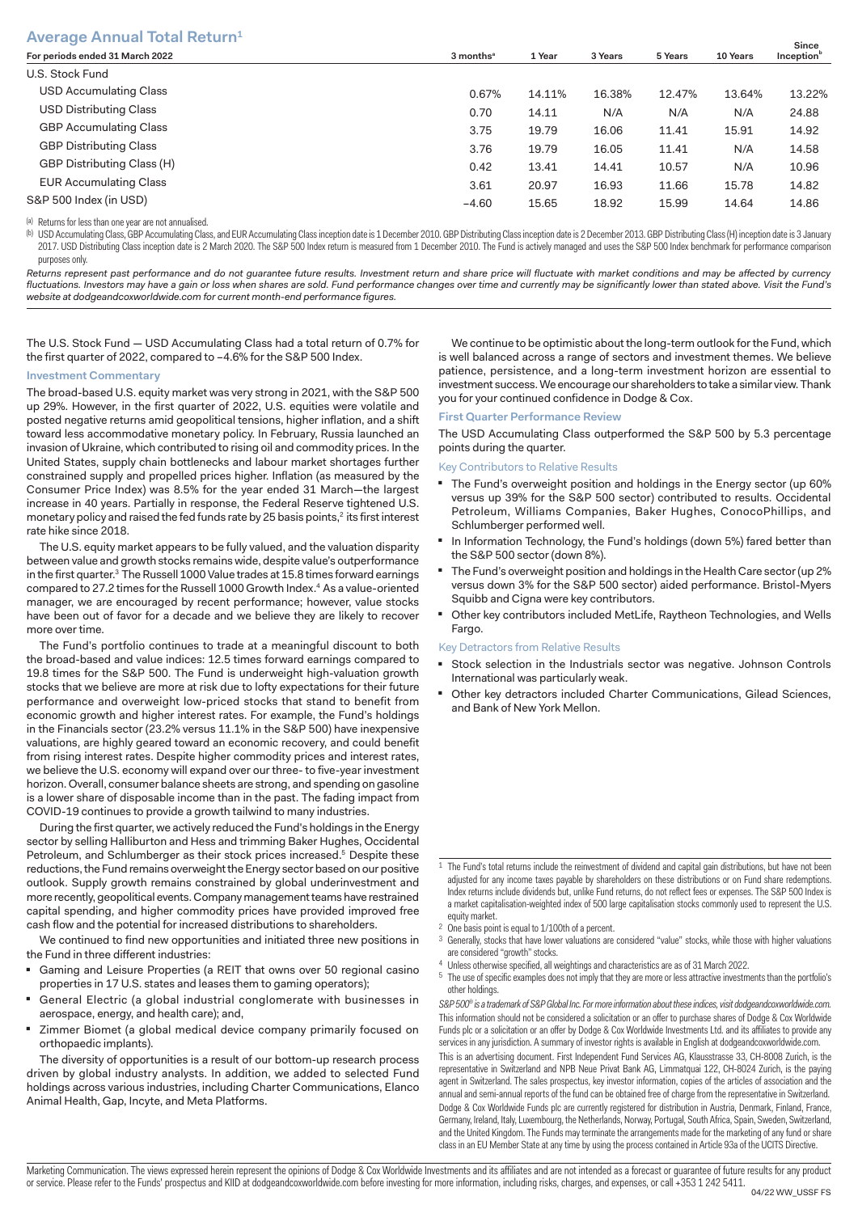## Average Annual Total Return[1]

| For periods ended 31 March 2022 | 3 months[a] | 1 Year | 3 Years | 5 Years | 10 Years | Since Inception[b] |
|---|---|---|---|---|---|---|
| U.S. Stock Fund | | | | | | |
| USD Accumulating Class | 0.67% | 14.11% | 16.38% | 12.47% | 13.64% | 13.22% |
| USD Distributing Class | 0.70 | 14.11 | N/A | N/A | N/A | 24.88 |
| GBP Accumulating Class | 3.75 | 19.79 | 16.06 | 11.41 | 15.91 | 14.92 |
| GBP Distributing Class | 3.76 | 19.79 | 16.05 | 11.41 | N/A | 14.58 |
| GBP Distributing Class (H) | 0.42 | 13.41 | 14.41 | 10.57 | N/A | 10.96 |
| EUR Accumulating Class | 3.61 | 20.97 | 16.93 | 11.66 | 15.78 | 14.82 |
| S&P 500 Index (in USD) | −4.60 | 15.65 | 18.92 | 15.99 | 14.64 | 14.86 |

(a) Returns for less than one year are not annualised.

(b) USD Accumulating Class, GBP Accumulating Class, and EUR Accumulating Class inception date is 1 December 2010. GBP Distributing Class inception date is 2 December 2013. GBP Distributing Class (H) inception date is 3 January 2017. USD Distributing Class inception date is 2 March 2020. The S&P 500 Index return is measured from 1 December 2010. The Fund is actively managed and uses the S&P 500 Index benchmark for performance comparison purposes only.

*Returns represent past performance and do not guarantee future results. Investment return and share price will fluctuate with market conditions and may be affected by currency fluctuations. Investors may have a gain or loss when shares are sold. Fund performance changes over time and currently may be significantly lower than stated above. Visit the Fund's website at dodgeandcoxworldwide.com for current month-end performance figures.*

The U.S. Stock Fund — USD Accumulating Class had a total return of 0.7% for the first quarter of 2022, compared to −4.6% for the S&P 500 Index.

### Investment Commentary

The broad-based U.S. equity market was very strong in 2021, with the S&P 500 up 29%. However, in the first quarter of 2022, U.S. equities were volatile and posted negative returns amid geopolitical tensions, higher inflation, and a shift toward less accommodative monetary policy. In February, Russia launched an invasion of Ukraine, which contributed to rising oil and commodity prices. In the United States, supply chain bottlenecks and labour market shortages further constrained supply and propelled prices higher. Inflation (as measured by the Consumer Price Index) was 8.5% for the year ended 31 March—the largest increase in 40 years. Partially in response, the Federal Reserve tightened U.S. monetary policy and raised the fed funds rate by 25 basis points,[2] its first interest rate hike since 2018.

The U.S. equity market appears to be fully valued, and the valuation disparity between value and growth stocks remains wide, despite value's outperformance in the first quarter.[3] The Russell 1000 Value trades at 15.8 times forward earnings compared to 27.2 times for the Russell 1000 Growth Index.[4] As a value-oriented manager, we are encouraged by recent performance; however, value stocks have been out of favor for a decade and we believe they are likely to recover more over time.

The Fund's portfolio continues to trade at a meaningful discount to both the broad-based and value indices: 12.5 times forward earnings compared to 19.8 times for the S&P 500. The Fund is underweight high-valuation growth stocks that we believe are more at risk due to lofty expectations for their future performance and overweight low-priced stocks that stand to benefit from economic growth and higher interest rates. For example, the Fund's holdings in the Financials sector (23.2% versus 11.1% in the S&P 500) have inexpensive valuations, are highly geared toward an economic recovery, and could benefit from rising interest rates. Despite higher commodity prices and interest rates, we believe the U.S. economy will expand over our three- to five-year investment horizon. Overall, consumer balance sheets are strong, and spending on gasoline is a lower share of disposable income than in the past. The fading impact from COVID-19 continues to provide a growth tailwind to many industries.

During the first quarter, we actively reduced the Fund's holdings in the Energy sector by selling Halliburton and Hess and trimming Baker Hughes, Occidental Petroleum, and Schlumberger as their stock prices increased.[5] Despite these reductions, the Fund remains overweight the Energy sector based on our positive outlook. Supply growth remains constrained by global underinvestment and more recently, geopolitical events. Company management teams have restrained capital spending, and higher commodity prices have provided improved free cash flow and the potential for increased distributions to shareholders.

We continued to find new opportunities and initiated three new positions in the Fund in three different industries:

- Gaming and Leisure Properties (a REIT that owns over 50 regional casino properties in 17 U.S. states and leases them to gaming operators);
- General Electric (a global industrial conglomerate with businesses in aerospace, energy, and health care); and,
- Zimmer Biomet (a global medical device company primarily focused on orthopaedic implants).

The diversity of opportunities is a result of our bottom-up research process driven by global industry analysts. In addition, we added to selected Fund holdings across various industries, including Charter Communications, Elanco Animal Health, Gap, Incyte, and Meta Platforms.

We continue to be optimistic about the long-term outlook for the Fund, which is well balanced across a range of sectors and investment themes. We believe patience, persistence, and a long-term investment horizon are essential to investment success. We encourage our shareholders to take a similar view. Thank you for your continued confidence in Dodge & Cox.

### First Quarter Performance Review

The USD Accumulating Class outperformed the S&P 500 by 5.3 percentage points during the quarter.

#### Key Contributors to Relative Results

- The Fund's overweight position and holdings in the Energy sector (up 60% versus up 39% for the S&P 500 sector) contributed to results. Occidental Petroleum, Williams Companies, Baker Hughes, ConocoPhillips, and Schlumberger performed well.
- In Information Technology, the Fund's holdings (down 5%) fared better than the S&P 500 sector (down 8%).
- The Fund's overweight position and holdings in the Health Care sector (up 2% versus down 3% for the S&P 500 sector) aided performance. Bristol-Myers Squibb and Cigna were key contributors.
- Other key contributors included MetLife, Raytheon Technologies, and Wells Fargo.

#### Key Detractors from Relative Results

- Stock selection in the Industrials sector was negative. Johnson Controls International was particularly weak.
- Other key detractors included Charter Communications, Gilead Sciences, and Bank of New York Mellon.

[1] The Fund's total returns include the reinvestment of dividend and capital gain distributions, but have not been adjusted for any income taxes payable by shareholders on these distributions or on Fund share redemptions. Index returns include dividends but, unlike Fund returns, do not reflect fees or expenses. The S&P 500 Index is a market capitalisation-weighted index of 500 large capitalisation stocks commonly used to represent the U.S. equity market.

[2] One basis point is equal to 1/100th of a percent.

[3] Generally, stocks that have lower valuations are considered "value" stocks, while those with higher valuations are considered "growth" stocks.

[4] Unless otherwise specified, all weightings and characteristics are as of 31 March 2022.

[5] The use of specific examples does not imply that they are more or less attractive investments than the portfolio's other holdings.

*S&P 500® is a trademark of S&P Global Inc. For more information about these indices, visit dodgeandcoxworldwide.com.*

This information should not be considered a solicitation or an offer to purchase shares of Dodge & Cox Worldwide Funds plc or a solicitation or an offer by Dodge & Cox Worldwide Investments Ltd. and its affiliates to provide any services in any jurisdiction. A summary of investor rights is available in English at dodgeandcoxworldwide.com.

This is an advertising document. First Independent Fund Services AG, Klausstrasse 33, CH-8008 Zurich, is the representative in Switzerland and NPB Neue Privat Bank AG, Limmatquai 122, CH-8024 Zurich, is the paying agent in Switzerland. The sales prospectus, key investor information, copies of the articles of association and the annual and semi-annual reports of the fund can be obtained free of charge from the representative in Switzerland.

Dodge & Cox Worldwide Funds plc are currently registered for distribution in Austria, Denmark, Finland, France, Germany, Ireland, Italy, Luxembourg, the Netherlands, Norway, Portugal, South Africa, Spain, Sweden, Switzerland, and the United Kingdom. The Funds may terminate the arrangements made for the marketing of any fund or share class in an EU Member State at any time by using the process contained in Article 93a of the UCITS Directive.

Marketing Communication. The views expressed herein represent the opinions of Dodge & Cox Worldwide Investments and its affiliates and are not intended as a forecast or guarantee of future results for any product or service. Please refer to the Funds' prospectus and KIID at dodgeandcoxworldwide.com before investing for more information, including risks, charges, and expenses, or call +353 1 242 5411.

04/22 WW_USSF FS